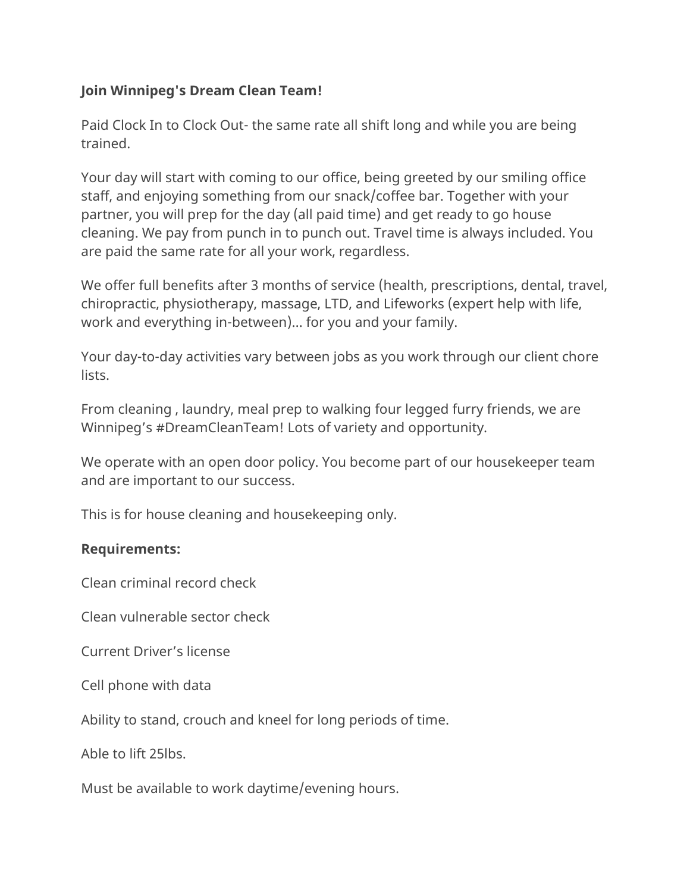**Join Winnipeg's Dream Clean Team!**

Paid Clock In to Clock Out- the same rate all shift long and while you are being trained.

Your day will start with coming to our office, being greeted by our smiling office staff, and enjoying something from our snack/coffee bar. Together with your partner, you will prep for the day (all paid time) and get ready to go house cleaning. We pay from punch in to punch out. Travel time is always included. You are paid the same rate for all your work, regardless.

We offer full benefits after 3 months of service (health, prescriptions, dental, travel, chiropractic, physiotherapy, massage, LTD, and Lifeworks (expert help with life, work and everything in-between)... for you and your family.

Your day-to-day activities vary between jobs as you work through our client chore lists.

From cleaning , laundry, meal prep to walking four legged furry friends, we are Winnipeg's #DreamCleanTeam! Lots of variety and opportunity.

We operate with an open door policy. You become part of our housekeeper team and are important to our success.

This is for house cleaning and housekeeping only.

**Requirements:**

Clean criminal record check

Clean vulnerable sector check

Current Driver's license

Cell phone with data

Ability to stand, crouch and kneel for long periods of time.

Able to lift 25lbs.

Must be available to work daytime/evening hours.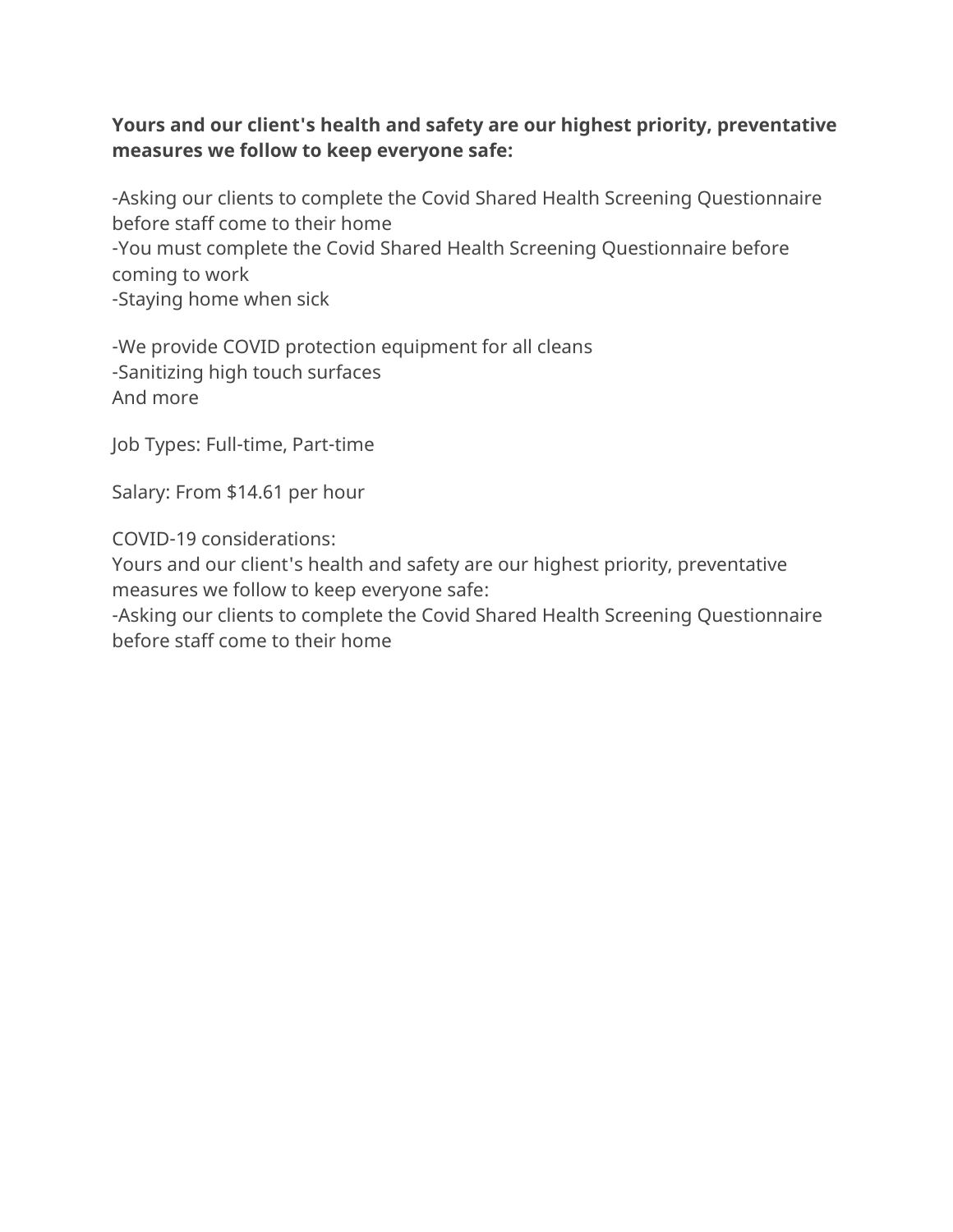**Yours and our client's health and safety are our highest priority, preventative measures we follow to keep everyone safe:**

-Asking our clients to complete the Covid Shared Health Screening Questionnaire before staff come to their home
-You must complete the Covid Shared Health Screening Questionnaire before coming to work
-Staying home when sick

-We provide COVID protection equipment for all cleans
-Sanitizing high touch surfaces
And more

Job Types: Full-time, Part-time

Salary: From $14.61 per hour

COVID-19 considerations:
Yours and our client's health and safety are our highest priority, preventative measures we follow to keep everyone safe:
-Asking our clients to complete the Covid Shared Health Screening Questionnaire before staff come to their home